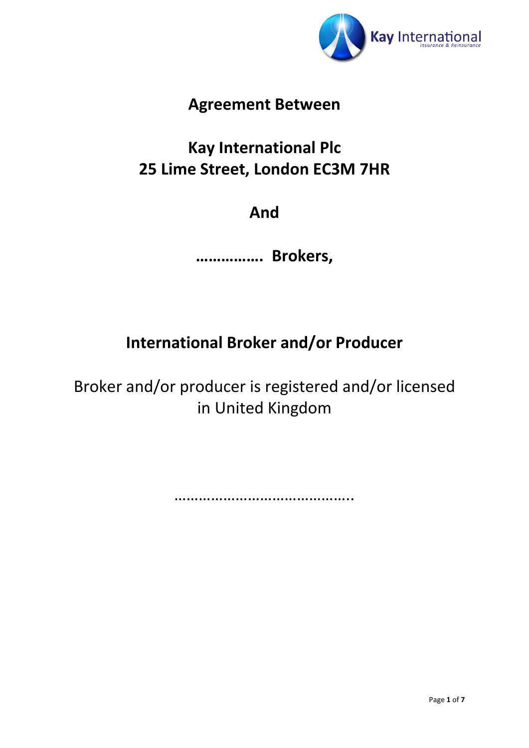# Agreement Between

## Kay International Plc
## 25 Lime Street, London EC3M 7HR

## And

## ……………. Brokers,

## International Broker and/or Producer

Broker and/or producer is registered and/or licensed in United Kingdom

……………………………………..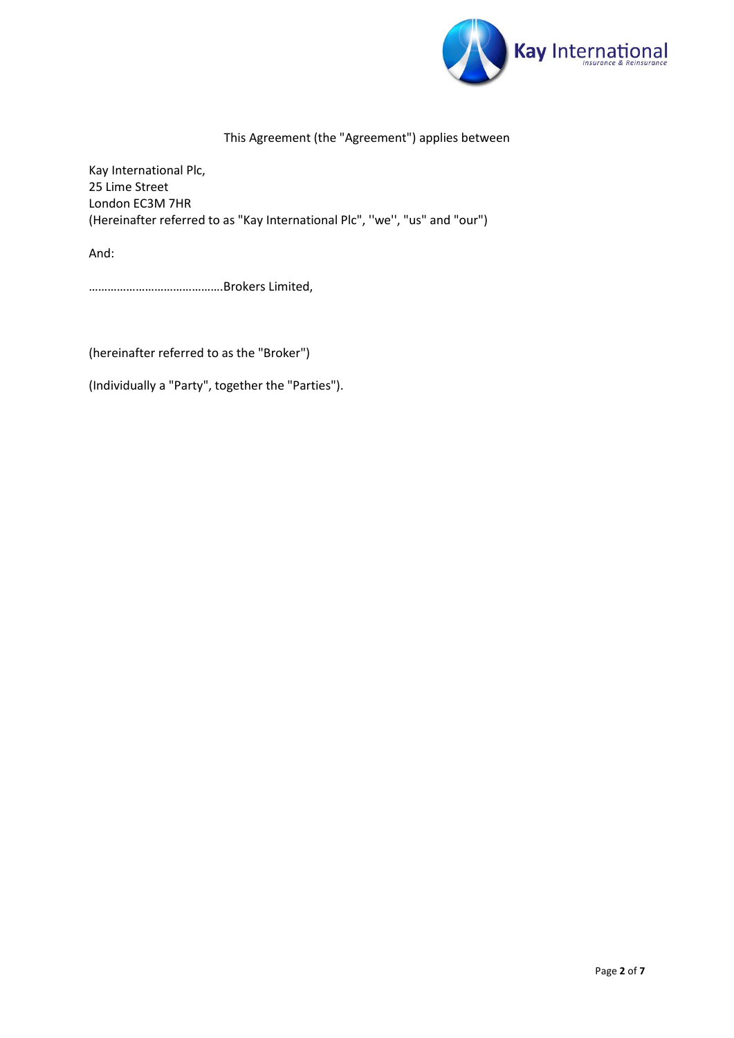This Agreement (the "Agreement") applies between

Kay International Plc,
25 Lime Street
London EC3M 7HR
(Hereinafter referred to as "Kay International Plc", ''we'', "us" and "our")

And:

…………………………………….Brokers Limited,

(hereinafter referred to as the "Broker")

(Individually a "Party", together the "Parties").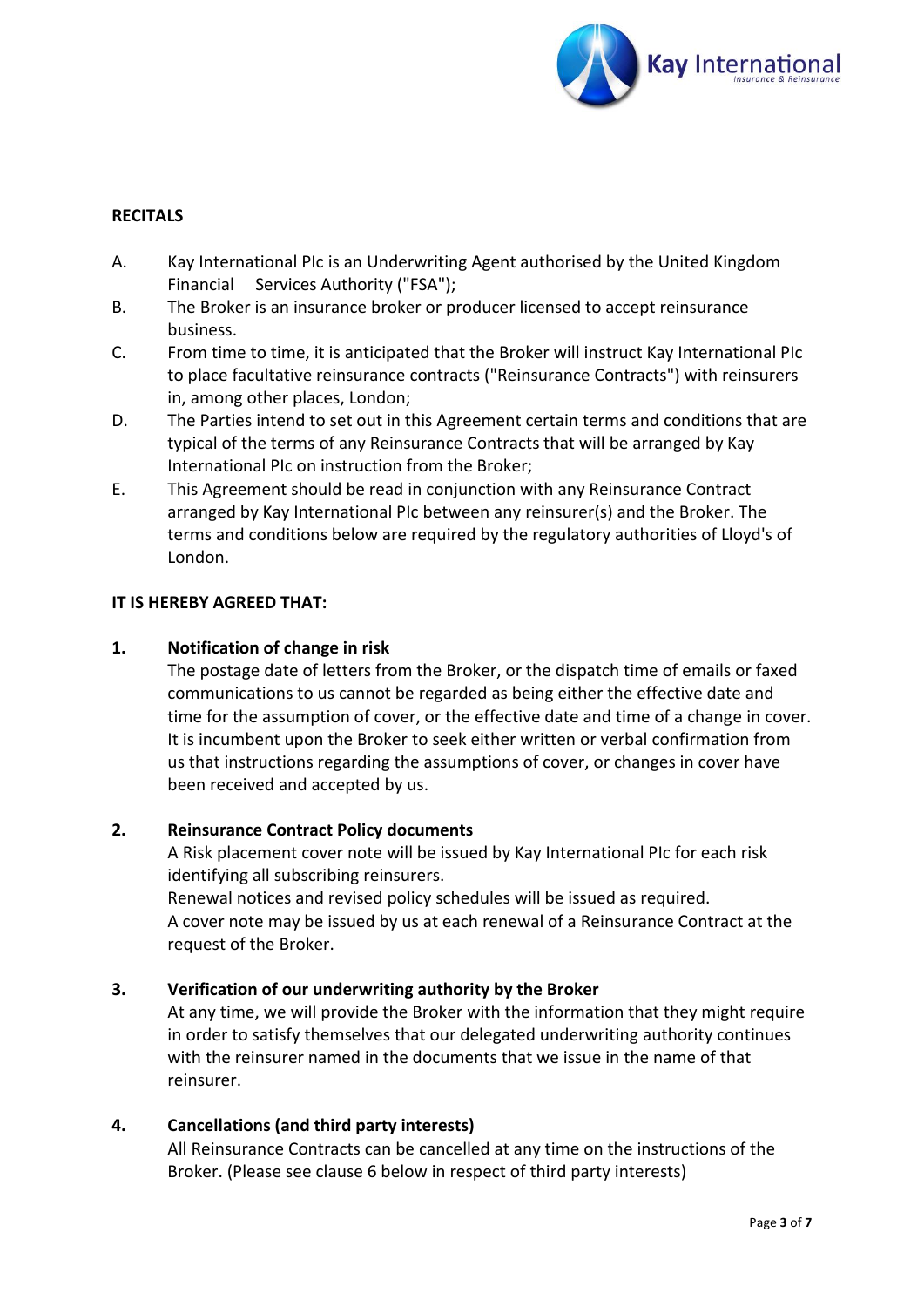## RECITALS

A. Kay International Plc is an Underwriting Agent authorised by the United Kingdom Financial Services Authority ("FSA");

B. The Broker is an insurance broker or producer licensed to accept reinsurance business.

C. From time to time, it is anticipated that the Broker will instruct Kay International Plc to place facultative reinsurance contracts ("Reinsurance Contracts") with reinsurers in, among other places, London;

D. The Parties intend to set out in this Agreement certain terms and conditions that are typical of the terms of any Reinsurance Contracts that will be arranged by Kay International Plc on instruction from the Broker;

E. This Agreement should be read in conjunction with any Reinsurance Contract arranged by Kay International Plc between any reinsurer(s) and the Broker. The terms and conditions below are required by the regulatory authorities of Lloyd's of London.

**IT IS HEREBY AGREED THAT:**

**1. Notification of change in risk**

The postage date of letters from the Broker, or the dispatch time of emails or faxed communications to us cannot be regarded as being either the effective date and time for the assumption of cover, or the effective date and time of a change in cover. It is incumbent upon the Broker to seek either written or verbal confirmation from us that instructions regarding the assumptions of cover, or changes in cover have been received and accepted by us.

**2. Reinsurance Contract Policy documents**

A Risk placement cover note will be issued by Kay International Plc for each risk identifying all subscribing reinsurers.

Renewal notices and revised policy schedules will be issued as required.

A cover note may be issued by us at each renewal of a Reinsurance Contract at the request of the Broker.

**3. Verification of our underwriting authority by the Broker**

At any time, we will provide the Broker with the information that they might require in order to satisfy themselves that our delegated underwriting authority continues with the reinsurer named in the documents that we issue in the name of that reinsurer.

**4. Cancellations (and third party interests)**

All Reinsurance Contracts can be cancelled at any time on the instructions of the Broker. (Please see clause 6 below in respect of third party interests)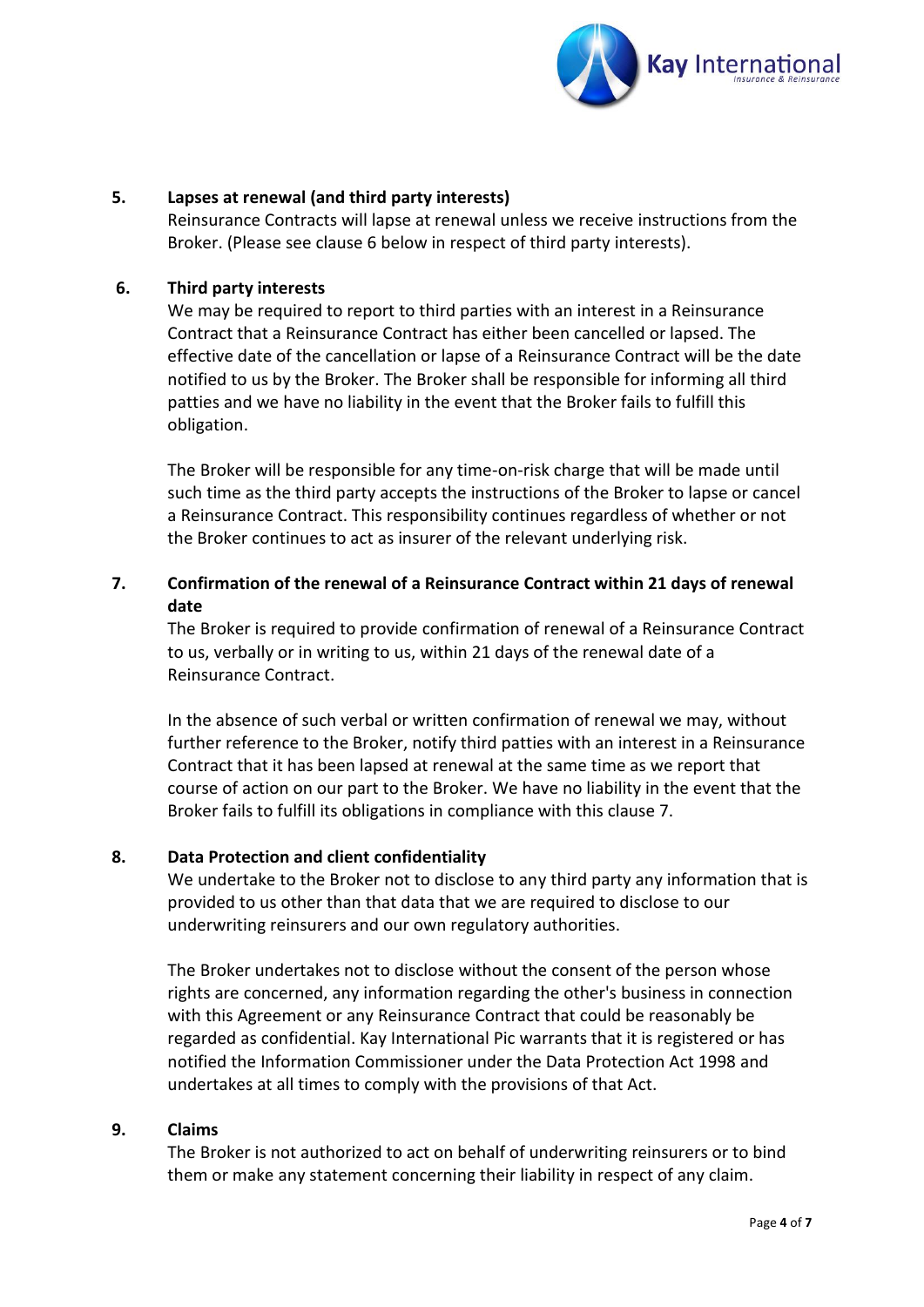**5. Lapses at renewal (and third party interests)**

Reinsurance Contracts will lapse at renewal unless we receive instructions from the Broker. (Please see clause 6 below in respect of third party interests).

**6. Third party interests**

We may be required to report to third parties with an interest in a Reinsurance Contract that a Reinsurance Contract has either been cancelled or lapsed. The effective date of the cancellation or lapse of a Reinsurance Contract will be the date notified to us by the Broker. The Broker shall be responsible for informing all third patties and we have no liability in the event that the Broker fails to fulfill this obligation.

The Broker will be responsible for any time-on-risk charge that will be made until such time as the third party accepts the instructions of the Broker to lapse or cancel a Reinsurance Contract. This responsibility continues regardless of whether or not the Broker continues to act as insurer of the relevant underlying risk.

**7. Confirmation of the renewal of a Reinsurance Contract within 21 days of renewal date**

The Broker is required to provide confirmation of renewal of a Reinsurance Contract to us, verbally or in writing to us, within 21 days of the renewal date of a Reinsurance Contract.

In the absence of such verbal or written confirmation of renewal we may, without further reference to the Broker, notify third patties with an interest in a Reinsurance Contract that it has been lapsed at renewal at the same time as we report that course of action on our part to the Broker. We have no liability in the event that the Broker fails to fulfill its obligations in compliance with this clause 7.

**8. Data Protection and client confidentiality**

We undertake to the Broker not to disclose to any third party any information that is provided to us other than that data that we are required to disclose to our underwriting reinsurers and our own regulatory authorities.

The Broker undertakes not to disclose without the consent of the person whose rights are concerned, any information regarding the other's business in connection with this Agreement or any Reinsurance Contract that could be reasonably be regarded as confidential. Kay International Pic warrants that it is registered or has notified the Information Commissioner under the Data Protection Act 1998 and undertakes at all times to comply with the provisions of that Act.

**9. Claims**

The Broker is not authorized to act on behalf of underwriting reinsurers or to bind them or make any statement concerning their liability in respect of any claim.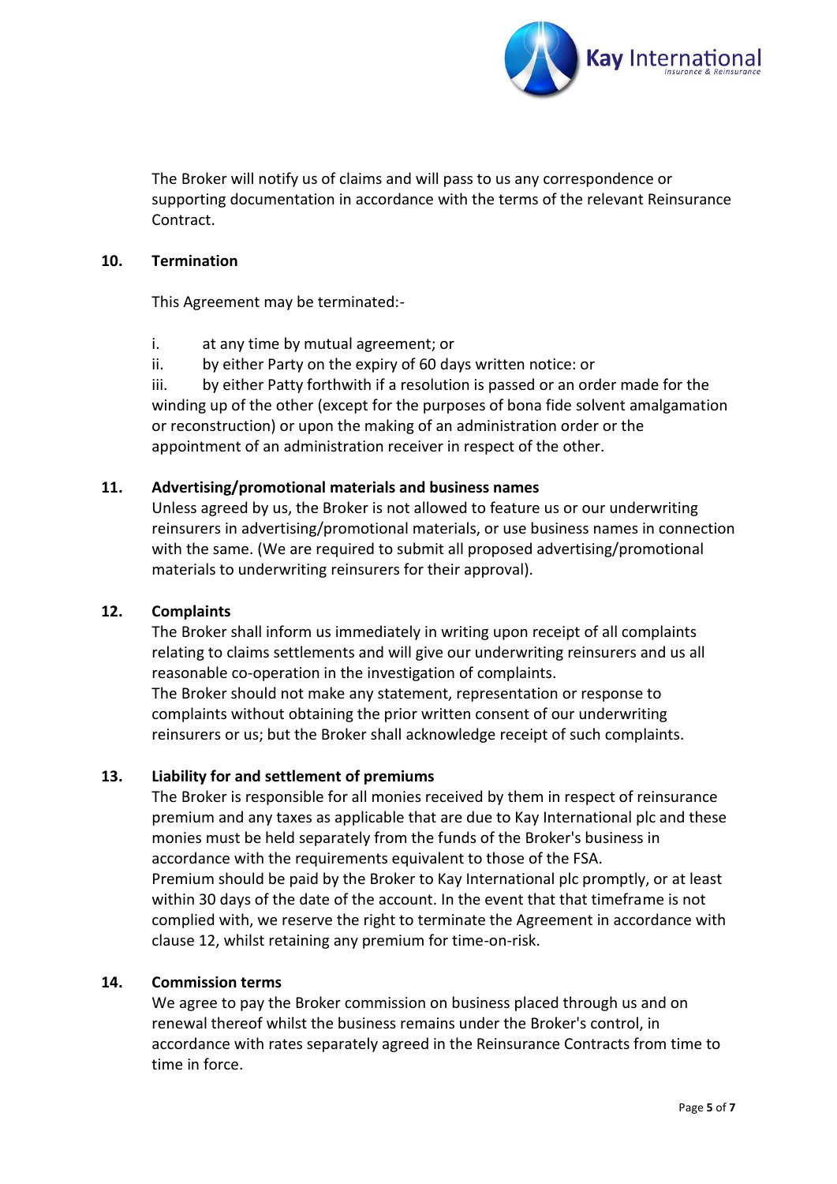The Broker will notify us of claims and will pass to us any correspondence or supporting documentation in accordance with the terms of the relevant Reinsurance Contract.

## 10. Termination

This Agreement may be terminated:-

i. at any time by mutual agreement; or

ii. by either Party on the expiry of 60 days written notice: or

iii. by either Patty forthwith if a resolution is passed or an order made for the winding up of the other (except for the purposes of bona fide solvent amalgamation or reconstruction) or upon the making of an administration order or the appointment of an administration receiver in respect of the other.

## 11. Advertising/promotional materials and business names

Unless agreed by us, the Broker is not allowed to feature us or our underwriting reinsurers in advertising/promotional materials, or use business names in connection with the same. (We are required to submit all proposed advertising/promotional materials to underwriting reinsurers for their approval).

## 12. Complaints

The Broker shall inform us immediately in writing upon receipt of all complaints relating to claims settlements and will give our underwriting reinsurers and us all reasonable co-operation in the investigation of complaints.

The Broker should not make any statement, representation or response to complaints without obtaining the prior written consent of our underwriting reinsurers or us; but the Broker shall acknowledge receipt of such complaints.

## 13. Liability for and settlement of premiums

The Broker is responsible for all monies received by them in respect of reinsurance premium and any taxes as applicable that are due to Kay International plc and these monies must be held separately from the funds of the Broker's business in accordance with the requirements equivalent to those of the FSA.

Premium should be paid by the Broker to Kay International plc promptly, or at least within 30 days of the date of the account. In the event that that timeframe is not complied with, we reserve the right to terminate the Agreement in accordance with clause 12, whilst retaining any premium for time-on-risk.

## 14. Commission terms

We agree to pay the Broker commission on business placed through us and on renewal thereof whilst the business remains under the Broker's control, in accordance with rates separately agreed in the Reinsurance Contracts from time to time in force.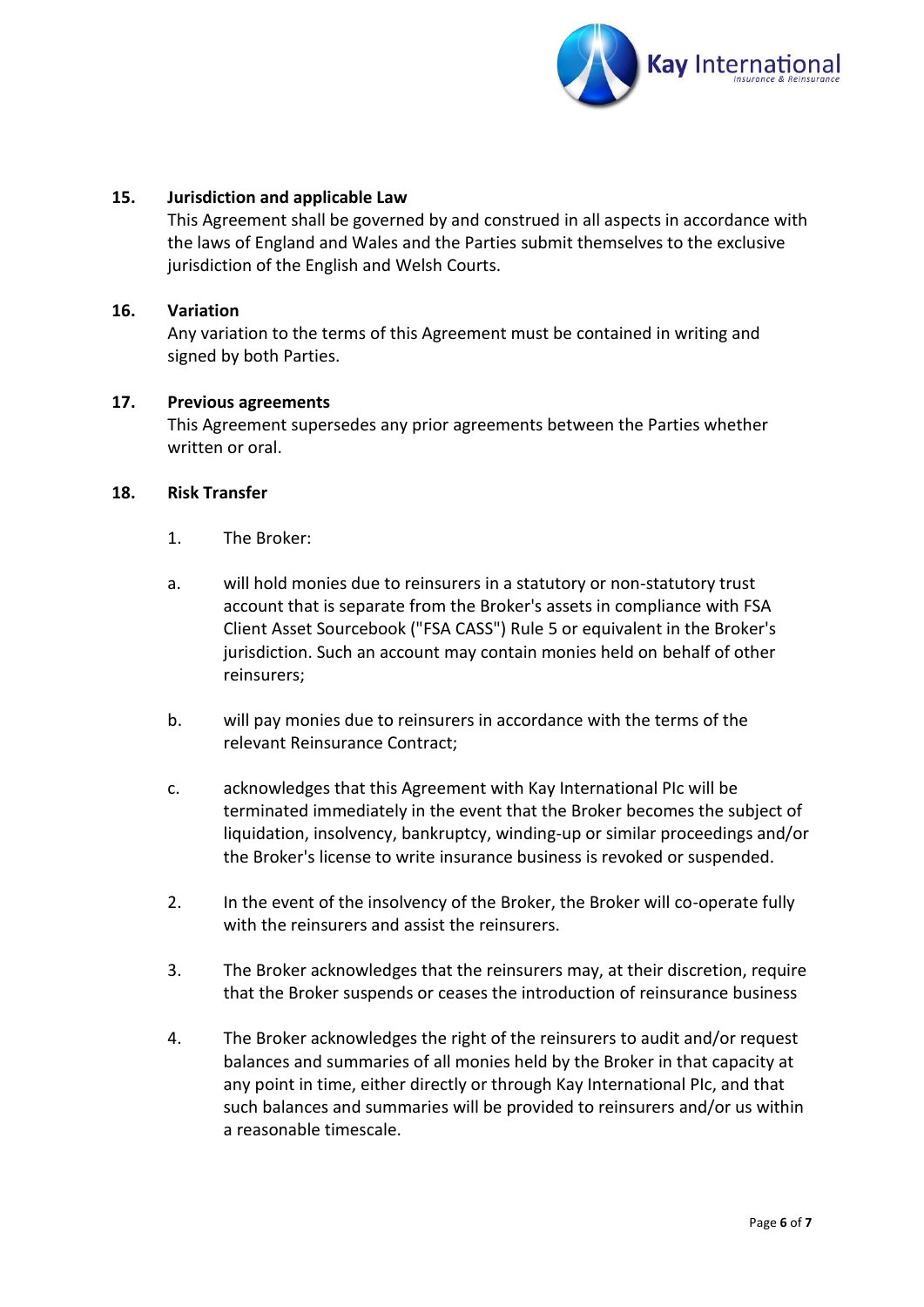**15. Jurisdiction and applicable Law**

This Agreement shall be governed by and construed in all aspects in accordance with the laws of England and Wales and the Parties submit themselves to the exclusive jurisdiction of the English and Welsh Courts.

**16. Variation**

Any variation to the terms of this Agreement must be contained in writing and signed by both Parties.

**17. Previous agreements**

This Agreement supersedes any prior agreements between the Parties whether written or oral.

**18. Risk Transfer**

1. The Broker:

a. will hold monies due to reinsurers in a statutory or non-statutory trust account that is separate from the Broker's assets in compliance with FSA Client Asset Sourcebook ("FSA CASS") Rule 5 or equivalent in the Broker's jurisdiction. Such an account may contain monies held on behalf of other reinsurers;

b. will pay monies due to reinsurers in accordance with the terms of the relevant Reinsurance Contract;

c. acknowledges that this Agreement with Kay International Plc will be terminated immediately in the event that the Broker becomes the subject of liquidation, insolvency, bankruptcy, winding-up or similar proceedings and/or the Broker's license to write insurance business is revoked or suspended.

2. In the event of the insolvency of the Broker, the Broker will co-operate fully with the reinsurers and assist the reinsurers.

3. The Broker acknowledges that the reinsurers may, at their discretion, require that the Broker suspends or ceases the introduction of reinsurance business

4. The Broker acknowledges the right of the reinsurers to audit and/or request balances and summaries of all monies held by the Broker in that capacity at any point in time, either directly or through Kay International Plc, and that such balances and summaries will be provided to reinsurers and/or us within a reasonable timescale.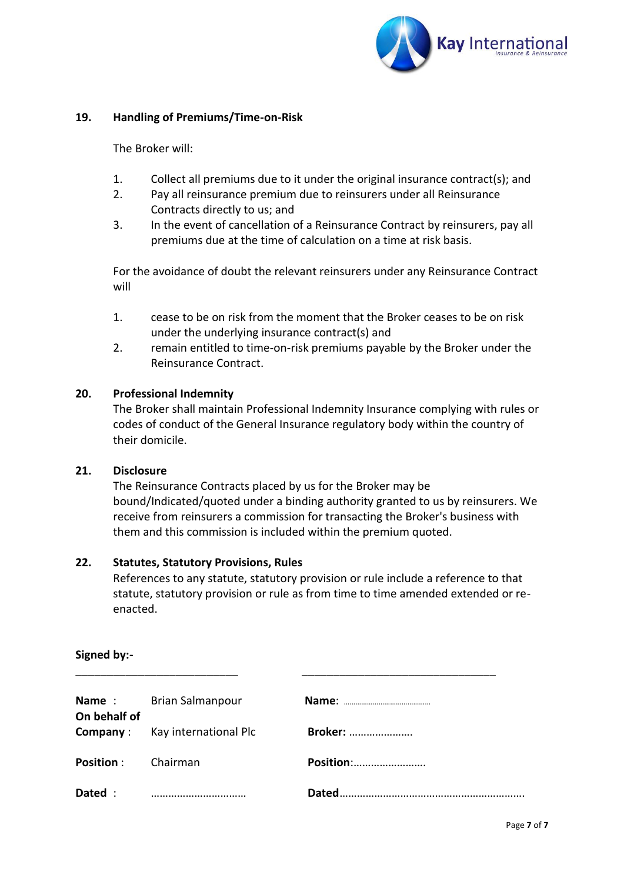### 19. Handling of Premiums/Time-on-Risk

The Broker will:

1. Collect all premiums due to it under the original insurance contract(s); and
2. Pay all reinsurance premium due to reinsurers under all Reinsurance Contracts directly to us; and
3. In the event of cancellation of a Reinsurance Contract by reinsurers, pay all premiums due at the time of calculation on a time at risk basis.

For the avoidance of doubt the relevant reinsurers under any Reinsurance Contract will

1. cease to be on risk from the moment that the Broker ceases to be on risk under the underlying insurance contract(s) and
2. remain entitled to time-on-risk premiums payable by the Broker under the Reinsurance Contract.

### 20. Professional Indemnity

The Broker shall maintain Professional Indemnity Insurance complying with rules or codes of conduct of the General Insurance regulatory body within the country of their domicile.

### 21. Disclosure

The Reinsurance Contracts placed by us for the Broker may be bound/Indicated/quoted under a binding authority granted to us by reinsurers. We receive from reinsurers a commission for transacting the Broker's business with them and this commission is included within the premium quoted.

### 22. Statutes, Statutory Provisions, Rules

References to any statute, statutory provision or rule include a reference to that statute, statutory provision or rule as from time to time amended extended or re-enacted.

**Signed by:-**

___________________________ &nbsp;&nbsp;&nbsp;&nbsp; _________________________________

| | | |
|---|---|---|
| **Name** : | Brian Salmanpour | **Name**: ............................................ |
| **On behalf of Company** : | Kay international Plc | **Broker:** …………………. |
| **Position** : | Chairman | **Position**:……………………. |
| **Dated** : | …………………………… | **Dated**………………………………………………………. |